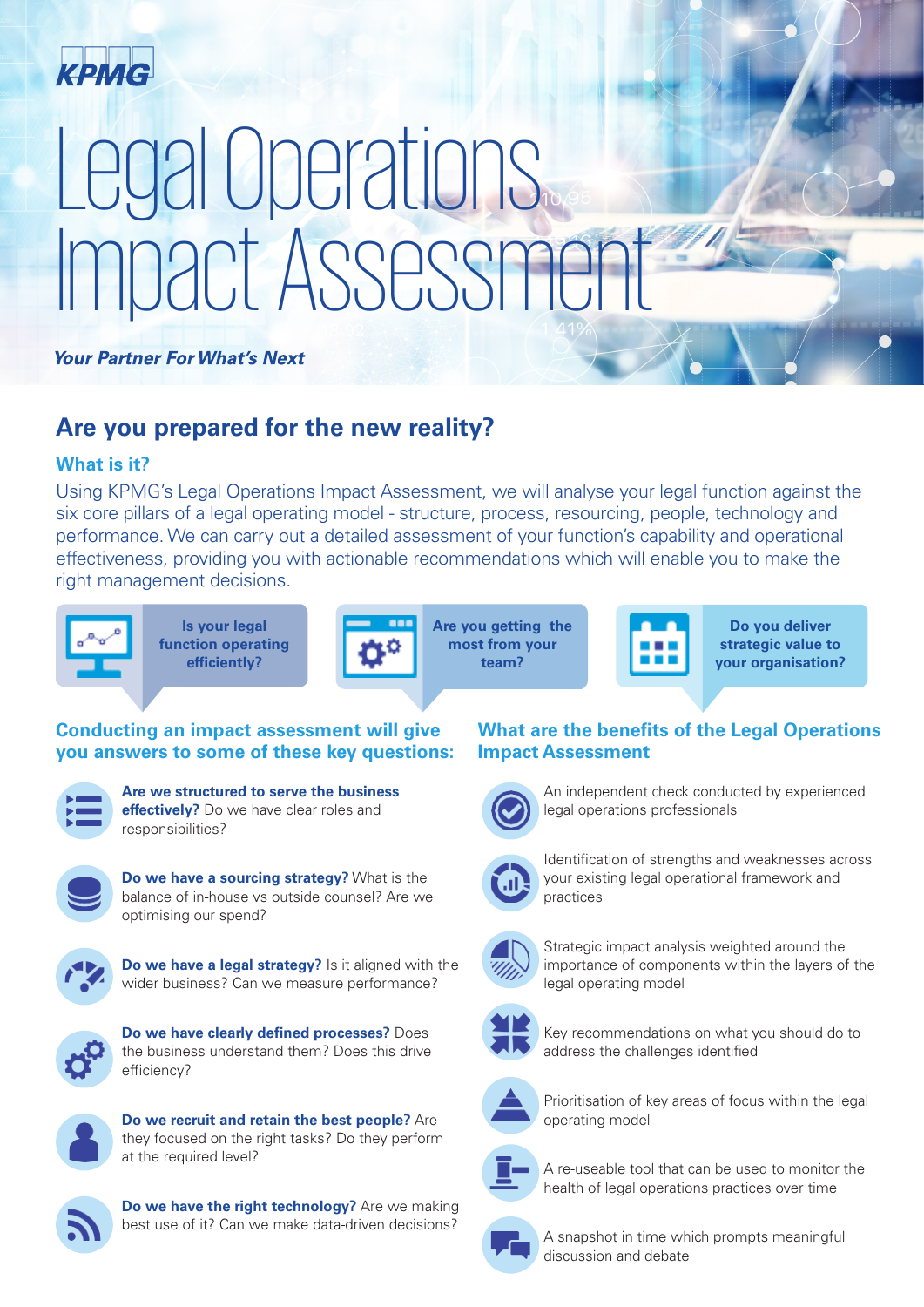KPMG

# Legal Operations Impact Assessment

***Your Partner For What's Next***

## Are you prepared for the new reality?

### What is it?

Using KPMG's Legal Operations Impact Assessment, we will analyse your legal function against the six core pillars of a legal operating model - structure, process, resourcing, people, technology and performance. We can carry out a detailed assessment of your function's capability and operational effectiveness, providing you with actionable recommendations which will enable you to make the right management decisions.

**Is your legal function operating efficiently?**

**Are you getting the most from your team?**

**Do you deliver strategic value to your organisation?**

### Conducting an impact assessment will give you answers to some of these key questions:

**Are we structured to serve the business effectively?** Do we have clear roles and responsibilities?

**Do we have a sourcing strategy?** What is the balance of in-house vs outside counsel? Are we optimising our spend?

**Do we have a legal strategy?** Is it aligned with the wider business? Can we measure performance?

**Do we have clearly defined processes?** Does the business understand them? Does this drive efficiency?

**Do we recruit and retain the best people?** Are they focused on the right tasks? Do they perform at the required level?

**Do we have the right technology?** Are we making best use of it? Can we make data-driven decisions?

### What are the benefits of the Legal Operations Impact Assessment

- An independent check conducted by experienced legal operations professionals
- Identification of strengths and weaknesses across your existing legal operational framework and practices
- Strategic impact analysis weighted around the importance of components within the layers of the legal operating model
- Key recommendations on what you should do to address the challenges identified
- Prioritisation of key areas of focus within the legal operating model
- A re-useable tool that can be used to monitor the health of legal operations practices over time
- A snapshot in time which prompts meaningful discussion and debate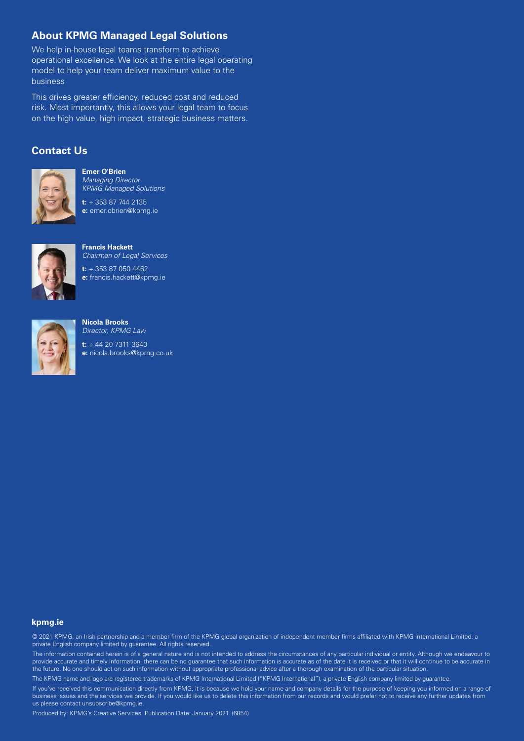## About KPMG Managed Legal Solutions

We help in-house legal teams transform to achieve operational excellence. We look at the entire legal operating model to help your team deliver maximum value to the business

This drives greater efficiency, reduced cost and reduced risk. Most importantly, this allows your legal team to focus on the high value, high impact, strategic business matters.

## Contact Us

**Emer O'Brien**
*Managing Director*
*KPMG Managed Solutions*

**t:** + 353 87 744 2135
**e:** emer.obrien@kpmg.ie

**Francis Hackett**
*Chairman of Legal Services*

**t:** + 353 87 050 4462
**e:** francis.hackett@kpmg.ie

**Nicola Brooks**
*Director, KPMG Law*

**t:** + 44 20 7311 3640
**e:** nicola.brooks@kpmg.co.uk

**kpmg.ie**

© 2021 KPMG, an Irish partnership and a member firm of the KPMG global organization of independent member firms affiliated with KPMG International Limited, a private English company limited by guarantee. All rights reserved.

The information contained herein is of a general nature and is not intended to address the circumstances of any particular individual or entity. Although we endeavour to provide accurate and timely information, there can be no guarantee that such information is accurate as of the date it is received or that it will continue to be accurate in the future. No one should act on such information without appropriate professional advice after a thorough examination of the particular situation.

The KPMG name and logo are registered trademarks of KPMG International Limited ("KPMG International"), a private English company limited by guarantee.

If you've received this communication directly from KPMG, it is because we hold your name and company details for the purpose of keeping you informed on a range of business issues and the services we provide. If you would like us to delete this information from our records and would prefer not to receive any further updates from us please contact unsubscribe@kpmg.ie.

Produced by: KPMG's Creative Services. Publication Date: January 2021. (6854)